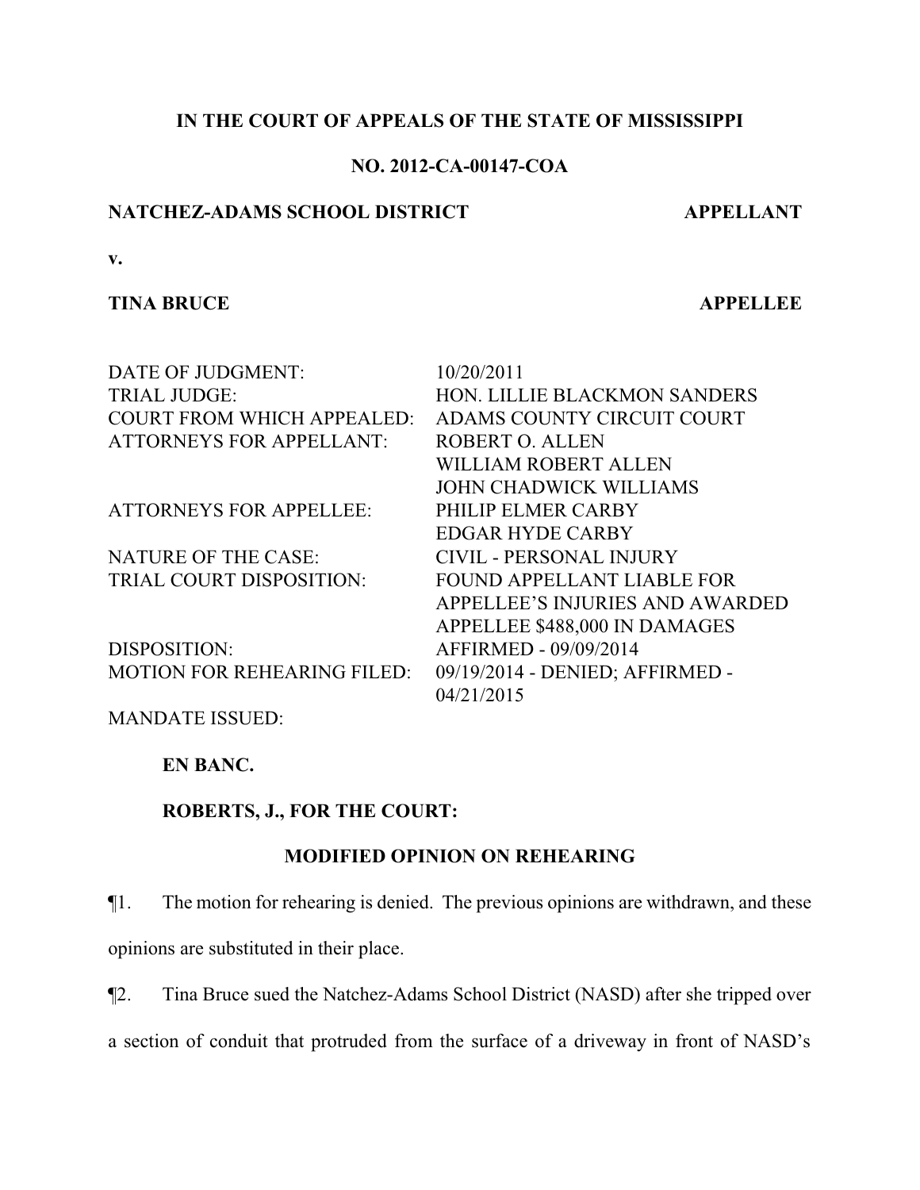**IN THE COURT OF APPEALS OF THE STATE OF MISSISSIPPI**

**NO. 2012-CA-00147-COA**

**NATCHEZ-ADAMS SCHOOL DISTRICT** **APPELLANT**

**v.**

**TINA BRUCE** **APPELLEE**

| | |
|---|---|
| DATE OF JUDGMENT: | 10/20/2011 |
| TRIAL JUDGE: | HON. LILLIE BLACKMON SANDERS |
| COURT FROM WHICH APPEALED: | ADAMS COUNTY CIRCUIT COURT |
| ATTORNEYS FOR APPELLANT: | ROBERT O. ALLEN<br>WILLIAM ROBERT ALLEN<br>JOHN CHADWICK WILLIAMS |
| ATTORNEYS FOR APPELLEE: | PHILIP ELMER CARBY<br>EDGAR HYDE CARBY |
| NATURE OF THE CASE: | CIVIL - PERSONAL INJURY |
| TRIAL COURT DISPOSITION: | FOUND APPELLANT LIABLE FOR APPELLEE'S INJURIES AND AWARDED APPELLEE $488,000 IN DAMAGES |
| DISPOSITION: | AFFIRMED - 09/09/2014 |
| MOTION FOR REHEARING FILED: | 09/19/2014 - DENIED; AFFIRMED - 04/21/2015 |
| MANDATE ISSUED: | |

**EN BANC.**

**ROBERTS, J., FOR THE COURT:**

**MODIFIED OPINION ON REHEARING**

¶1. The motion for rehearing is denied. The previous opinions are withdrawn, and these opinions are substituted in their place.

¶2. Tina Bruce sued the Natchez-Adams School District (NASD) after she tripped over a section of conduit that protruded from the surface of a driveway in front of NASD's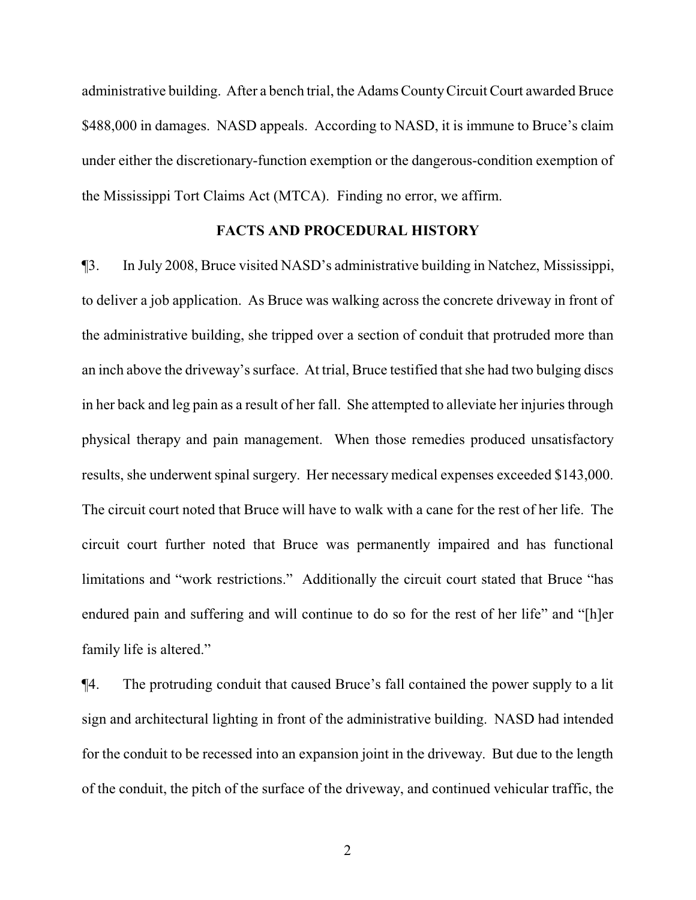administrative building. After a bench trial, the Adams County Circuit Court awarded Bruce $488,000 in damages. NASD appeals. According to NASD, it is immune to Bruce's claim under either the discretionary-function exemption or the dangerous-condition exemption of the Mississippi Tort Claims Act (MTCA). Finding no error, we affirm.

## FACTS AND PROCEDURAL HISTORY

¶3. In July 2008, Bruce visited NASD's administrative building in Natchez, Mississippi, to deliver a job application. As Bruce was walking across the concrete driveway in front of the administrative building, she tripped over a section of conduit that protruded more than an inch above the driveway's surface. At trial, Bruce testified that she had two bulging discs in her back and leg pain as a result of her fall. She attempted to alleviate her injuries through physical therapy and pain management. When those remedies produced unsatisfactory results, she underwent spinal surgery. Her necessary medical expenses exceeded $143,000. The circuit court noted that Bruce will have to walk with a cane for the rest of her life. The circuit court further noted that Bruce was permanently impaired and has functional limitations and "work restrictions." Additionally the circuit court stated that Bruce "has endured pain and suffering and will continue to do so for the rest of her life" and "[h]er family life is altered."

¶4. The protruding conduit that caused Bruce's fall contained the power supply to a lit sign and architectural lighting in front of the administrative building. NASD had intended for the conduit to be recessed into an expansion joint in the driveway. But due to the length of the conduit, the pitch of the surface of the driveway, and continued vehicular traffic, the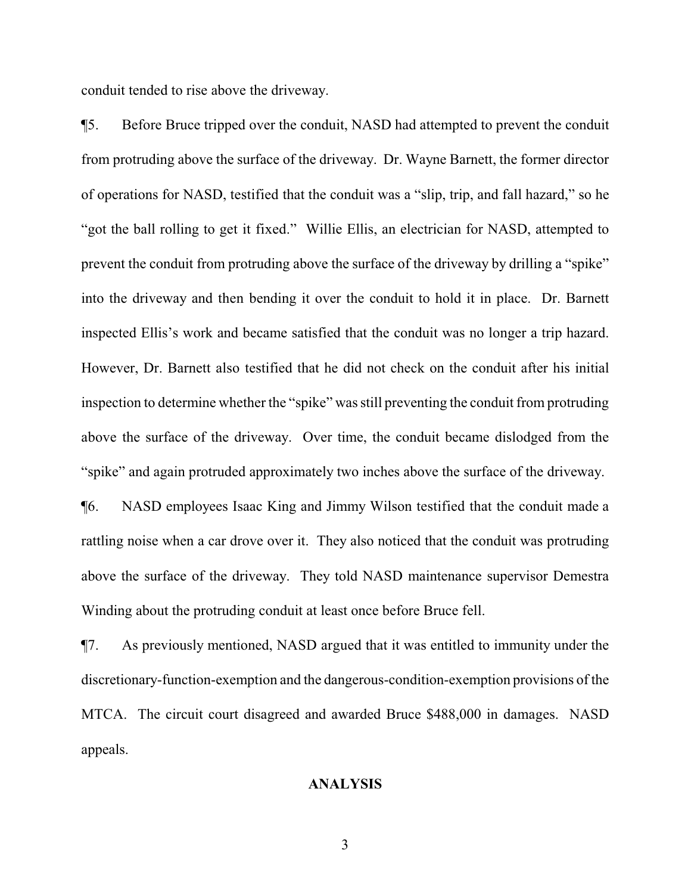conduit tended to rise above the driveway.

¶5. Before Bruce tripped over the conduit, NASD had attempted to prevent the conduit from protruding above the surface of the driveway. Dr. Wayne Barnett, the former director of operations for NASD, testified that the conduit was a "slip, trip, and fall hazard," so he "got the ball rolling to get it fixed." Willie Ellis, an electrician for NASD, attempted to prevent the conduit from protruding above the surface of the driveway by drilling a "spike" into the driveway and then bending it over the conduit to hold it in place. Dr. Barnett inspected Ellis's work and became satisfied that the conduit was no longer a trip hazard. However, Dr. Barnett also testified that he did not check on the conduit after his initial inspection to determine whether the "spike" was still preventing the conduit from protruding above the surface of the driveway. Over time, the conduit became dislodged from the "spike" and again protruded approximately two inches above the surface of the driveway.

¶6. NASD employees Isaac King and Jimmy Wilson testified that the conduit made a rattling noise when a car drove over it. They also noticed that the conduit was protruding above the surface of the driveway. They told NASD maintenance supervisor Demestra Winding about the protruding conduit at least once before Bruce fell.

¶7. As previously mentioned, NASD argued that it was entitled to immunity under the discretionary-function-exemption and the dangerous-condition-exemption provisions of the MTCA. The circuit court disagreed and awarded Bruce $488,000 in damages. NASD appeals.

## ANALYSIS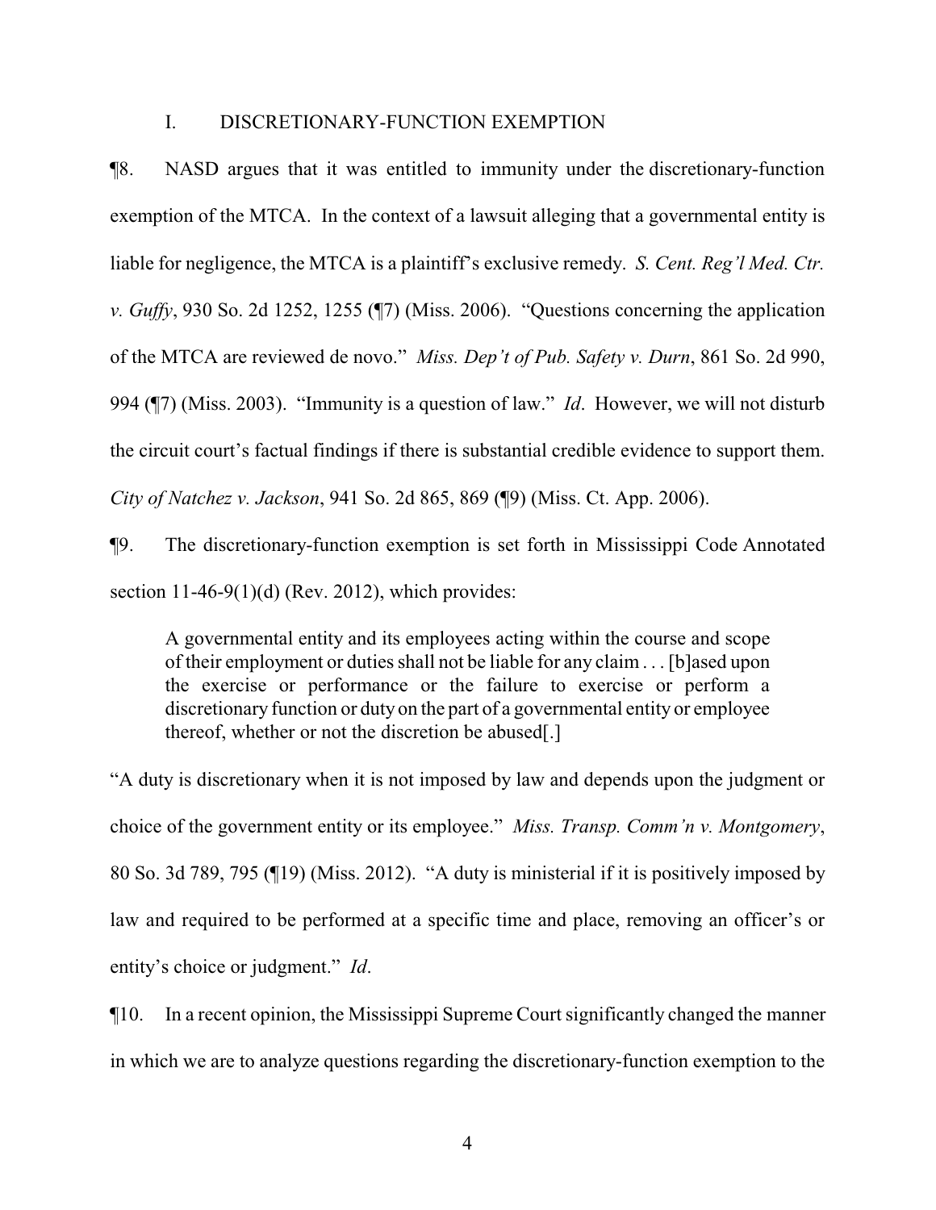## I. DISCRETIONARY-FUNCTION EXEMPTION

¶8. NASD argues that it was entitled to immunity under the discretionary-function exemption of the MTCA. In the context of a lawsuit alleging that a governmental entity is liable for negligence, the MTCA is a plaintiff's exclusive remedy. *S. Cent. Reg'l Med. Ctr. v. Guffy*, 930 So. 2d 1252, 1255 (¶7) (Miss. 2006). "Questions concerning the application of the MTCA are reviewed de novo." *Miss. Dep't of Pub. Safety v. Durn*, 861 So. 2d 990, 994 (¶7) (Miss. 2003). "Immunity is a question of law." *Id*. However, we will not disturb the circuit court's factual findings if there is substantial credible evidence to support them. *City of Natchez v. Jackson*, 941 So. 2d 865, 869 (¶9) (Miss. Ct. App. 2006).

¶9. The discretionary-function exemption is set forth in Mississippi Code Annotated section 11-46-9(1)(d) (Rev. 2012), which provides:

> A governmental entity and its employees acting within the course and scope of their employment or duties shall not be liable for any claim . . . [b]ased upon the exercise or performance or the failure to exercise or perform a discretionary function or duty on the part of a governmental entity or employee thereof, whether or not the discretion be abused[.]

"A duty is discretionary when it is not imposed by law and depends upon the judgment or choice of the government entity or its employee." *Miss. Transp. Comm'n v. Montgomery*, 80 So. 3d 789, 795 (¶19) (Miss. 2012). "A duty is ministerial if it is positively imposed by law and required to be performed at a specific time and place, removing an officer's or entity's choice or judgment." *Id*.

¶10. In a recent opinion, the Mississippi Supreme Court significantly changed the manner in which we are to analyze questions regarding the discretionary-function exemption to the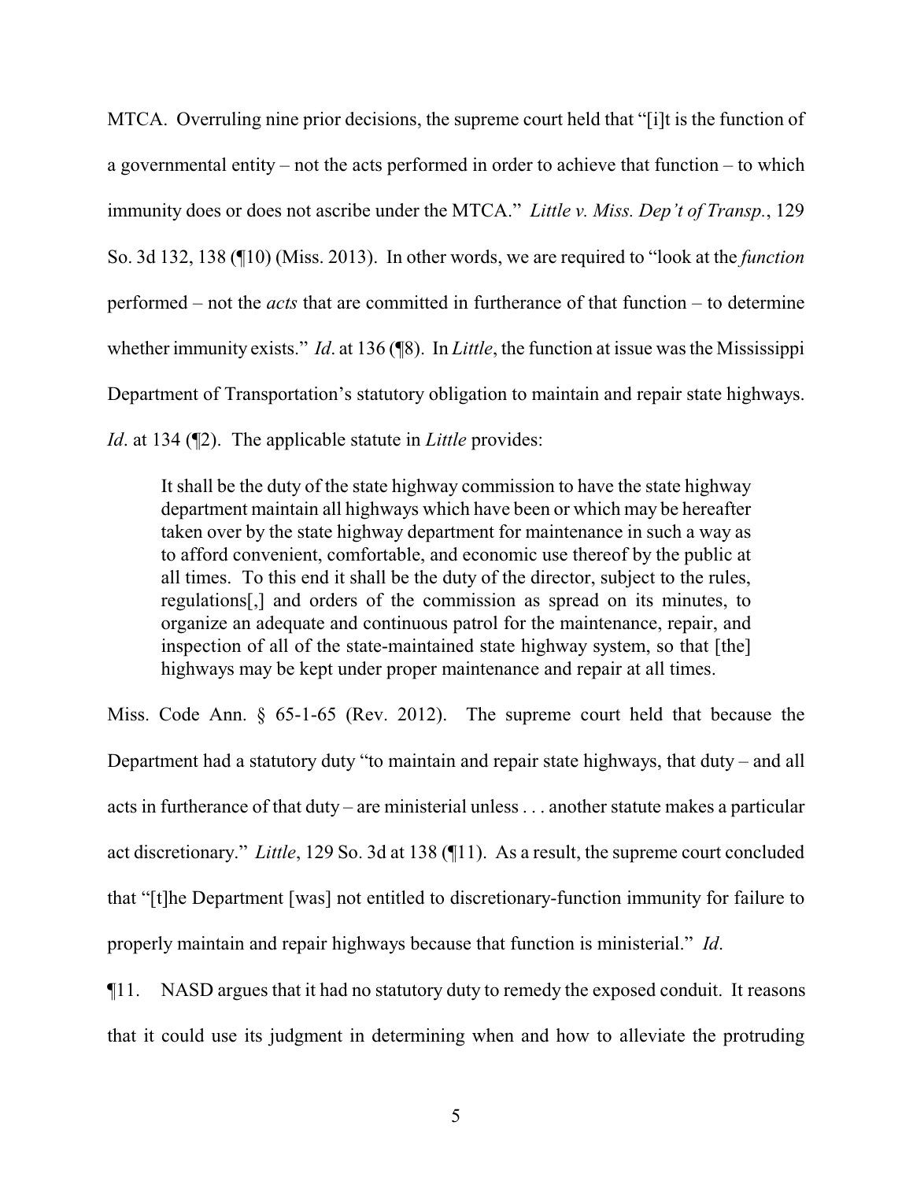MTCA. Overruling nine prior decisions, the supreme court held that "[i]t is the function of a governmental entity – not the acts performed in order to achieve that function – to which immunity does or does not ascribe under the MTCA." *Little v. Miss. Dep't of Transp.*, 129 So. 3d 132, 138 (¶10) (Miss. 2013). In other words, we are required to "look at the *function* performed – not the *acts* that are committed in furtherance of that function – to determine whether immunity exists." *Id*. at 136 (¶8). In *Little*, the function at issue was the Mississippi Department of Transportation's statutory obligation to maintain and repair state highways. *Id*. at 134 (¶2). The applicable statute in *Little* provides:

> It shall be the duty of the state highway commission to have the state highway department maintain all highways which have been or which may be hereafter taken over by the state highway department for maintenance in such a way as to afford convenient, comfortable, and economic use thereof by the public at all times. To this end it shall be the duty of the director, subject to the rules, regulations[,] and orders of the commission as spread on its minutes, to organize an adequate and continuous patrol for the maintenance, repair, and inspection of all of the state-maintained state highway system, so that [the] highways may be kept under proper maintenance and repair at all times.

Miss. Code Ann. § 65-1-65 (Rev. 2012). The supreme court held that because the Department had a statutory duty "to maintain and repair state highways, that duty – and all acts in furtherance of that duty – are ministerial unless . . . another statute makes a particular act discretionary." *Little*, 129 So. 3d at 138 (¶11). As a result, the supreme court concluded that "[t]he Department [was] not entitled to discretionary-function immunity for failure to properly maintain and repair highways because that function is ministerial." *Id*.

¶11. NASD argues that it had no statutory duty to remedy the exposed conduit. It reasons that it could use its judgment in determining when and how to alleviate the protruding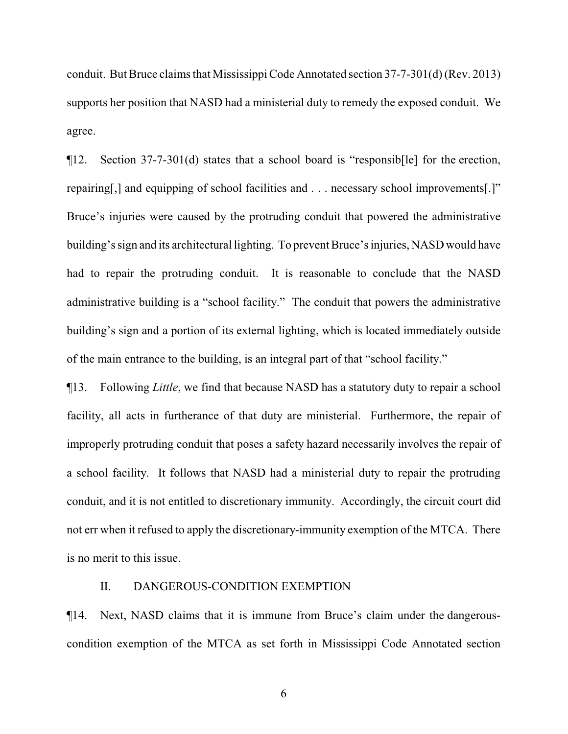conduit. But Bruce claims that Mississippi Code Annotated section 37-7-301(d) (Rev. 2013) supports her position that NASD had a ministerial duty to remedy the exposed conduit. We agree.

¶12. Section 37-7-301(d) states that a school board is "responsib[le] for the erection, repairing[,] and equipping of school facilities and . . . necessary school improvements[.]" Bruce's injuries were caused by the protruding conduit that powered the administrative building's sign and its architectural lighting. To prevent Bruce's injuries, NASD would have had to repair the protruding conduit. It is reasonable to conclude that the NASD administrative building is a "school facility." The conduit that powers the administrative building's sign and a portion of its external lighting, which is located immediately outside of the main entrance to the building, is an integral part of that "school facility."

¶13. Following *Little*, we find that because NASD has a statutory duty to repair a school facility, all acts in furtherance of that duty are ministerial. Furthermore, the repair of improperly protruding conduit that poses a safety hazard necessarily involves the repair of a school facility. It follows that NASD had a ministerial duty to repair the protruding conduit, and it is not entitled to discretionary immunity. Accordingly, the circuit court did not err when it refused to apply the discretionary-immunity exemption of the MTCA. There is no merit to this issue.

## II. DANGEROUS-CONDITION EXEMPTION

¶14. Next, NASD claims that it is immune from Bruce's claim under the dangerous-condition exemption of the MTCA as set forth in Mississippi Code Annotated section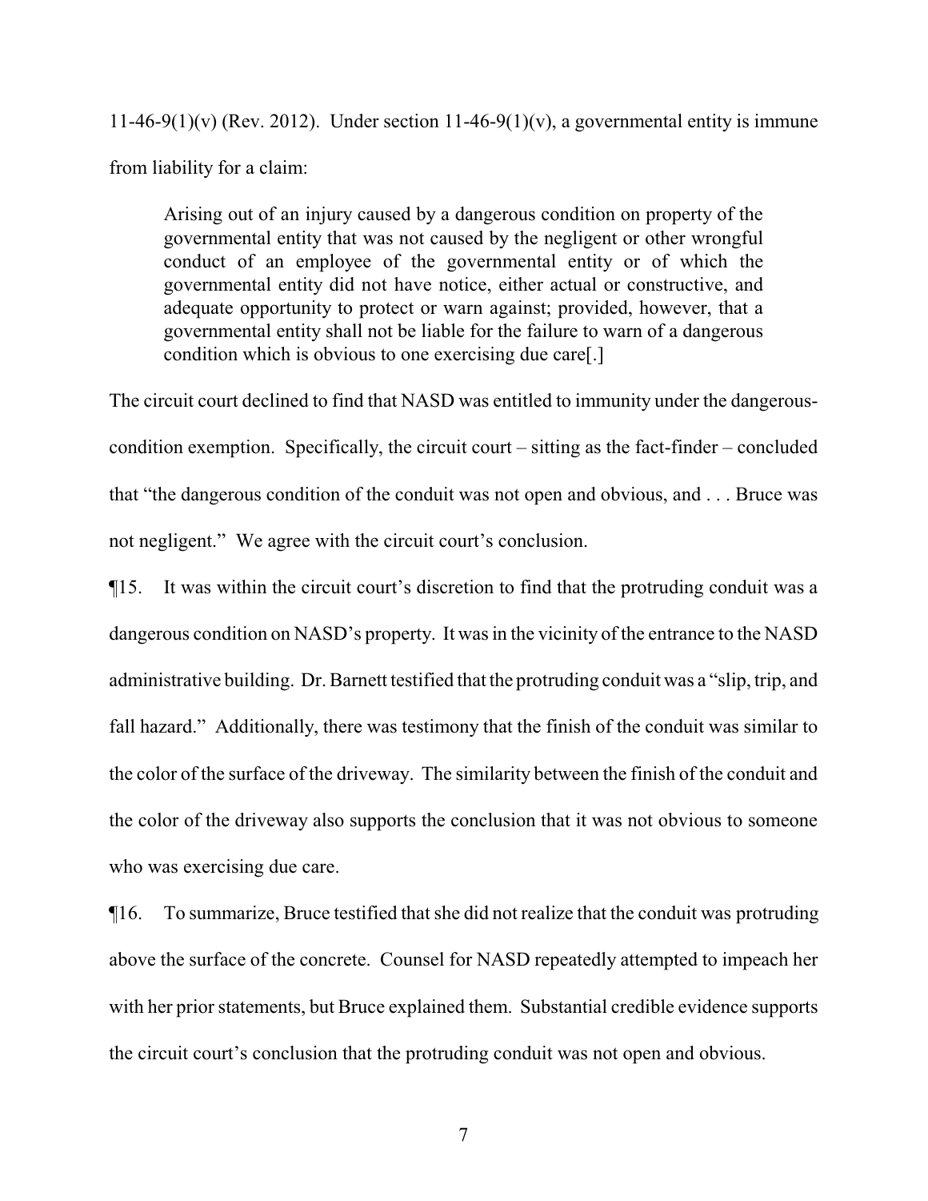11-46-9(1)(v) (Rev. 2012). Under section 11-46-9(1)(v), a governmental entity is immune from liability for a claim:

> Arising out of an injury caused by a dangerous condition on property of the governmental entity that was not caused by the negligent or other wrongful conduct of an employee of the governmental entity or of which the governmental entity did not have notice, either actual or constructive, and adequate opportunity to protect or warn against; provided, however, that a governmental entity shall not be liable for the failure to warn of a dangerous condition which is obvious to one exercising due care[.]

The circuit court declined to find that NASD was entitled to immunity under the dangerous-condition exemption. Specifically, the circuit court – sitting as the fact-finder – concluded that "the dangerous condition of the conduit was not open and obvious, and . . . Bruce was not negligent." We agree with the circuit court's conclusion.

¶15. It was within the circuit court's discretion to find that the protruding conduit was a dangerous condition on NASD's property. It was in the vicinity of the entrance to the NASD administrative building. Dr. Barnett testified that the protruding conduit was a "slip, trip, and fall hazard." Additionally, there was testimony that the finish of the conduit was similar to the color of the surface of the driveway. The similarity between the finish of the conduit and the color of the driveway also supports the conclusion that it was not obvious to someone who was exercising due care.

¶16. To summarize, Bruce testified that she did not realize that the conduit was protruding above the surface of the concrete. Counsel for NASD repeatedly attempted to impeach her with her prior statements, but Bruce explained them. Substantial credible evidence supports the circuit court's conclusion that the protruding conduit was not open and obvious.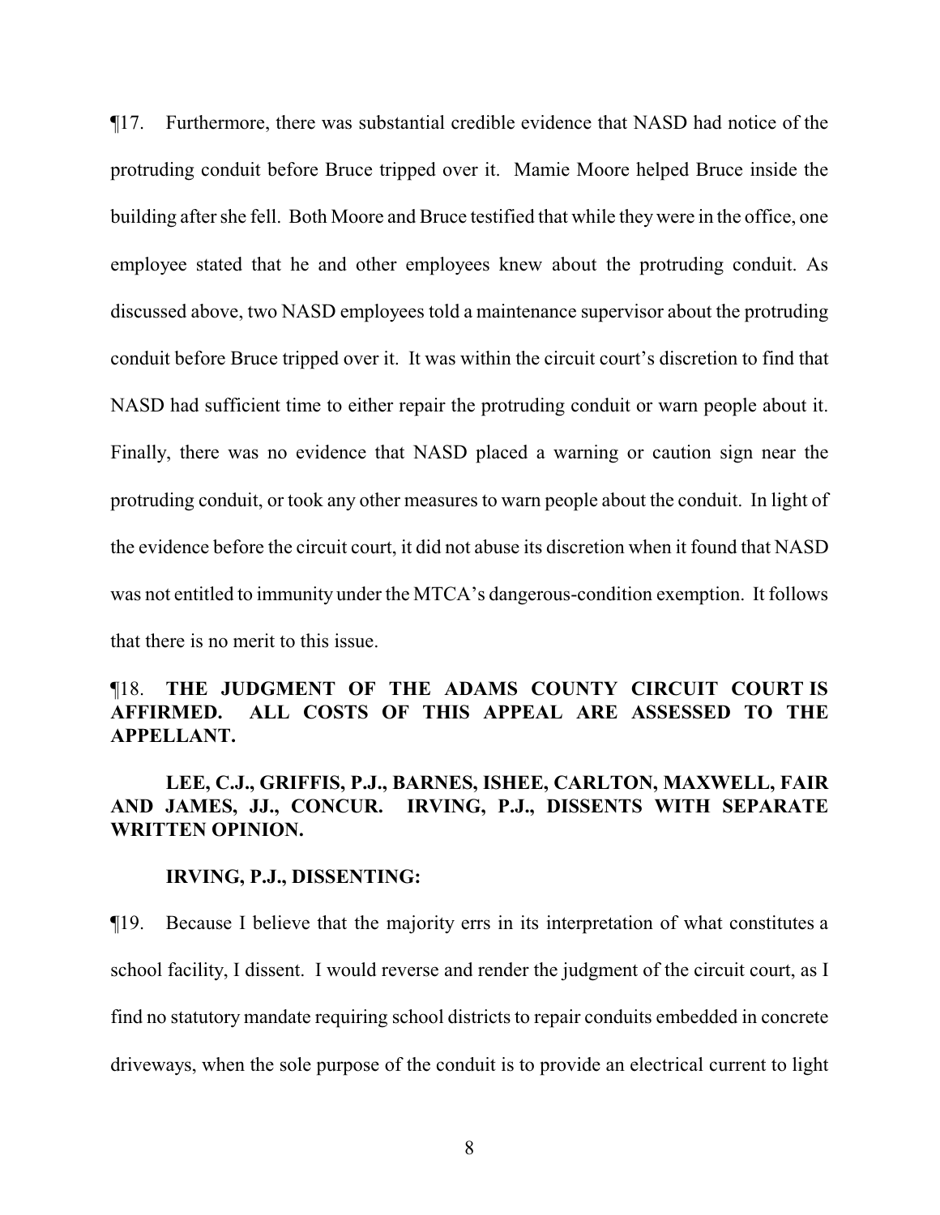¶17. Furthermore, there was substantial credible evidence that NASD had notice of the protruding conduit before Bruce tripped over it. Mamie Moore helped Bruce inside the building after she fell. Both Moore and Bruce testified that while they were in the office, one employee stated that he and other employees knew about the protruding conduit. As discussed above, two NASD employees told a maintenance supervisor about the protruding conduit before Bruce tripped over it. It was within the circuit court's discretion to find that NASD had sufficient time to either repair the protruding conduit or warn people about it. Finally, there was no evidence that NASD placed a warning or caution sign near the protruding conduit, or took any other measures to warn people about the conduit. In light of the evidence before the circuit court, it did not abuse its discretion when it found that NASD was not entitled to immunity under the MTCA's dangerous-condition exemption. It follows that there is no merit to this issue.

¶18. **THE JUDGMENT OF THE ADAMS COUNTY CIRCUIT COURT IS AFFIRMED. ALL COSTS OF THIS APPEAL ARE ASSESSED TO THE APPELLANT.**

**LEE, C.J., GRIFFIS, P.J., BARNES, ISHEE, CARLTON, MAXWELL, FAIR AND JAMES, JJ., CONCUR. IRVING, P.J., DISSENTS WITH SEPARATE WRITTEN OPINION.**

**IRVING, P.J., DISSENTING:**

¶19. Because I believe that the majority errs in its interpretation of what constitutes a school facility, I dissent. I would reverse and render the judgment of the circuit court, as I find no statutory mandate requiring school districts to repair conduits embedded in concrete driveways, when the sole purpose of the conduit is to provide an electrical current to light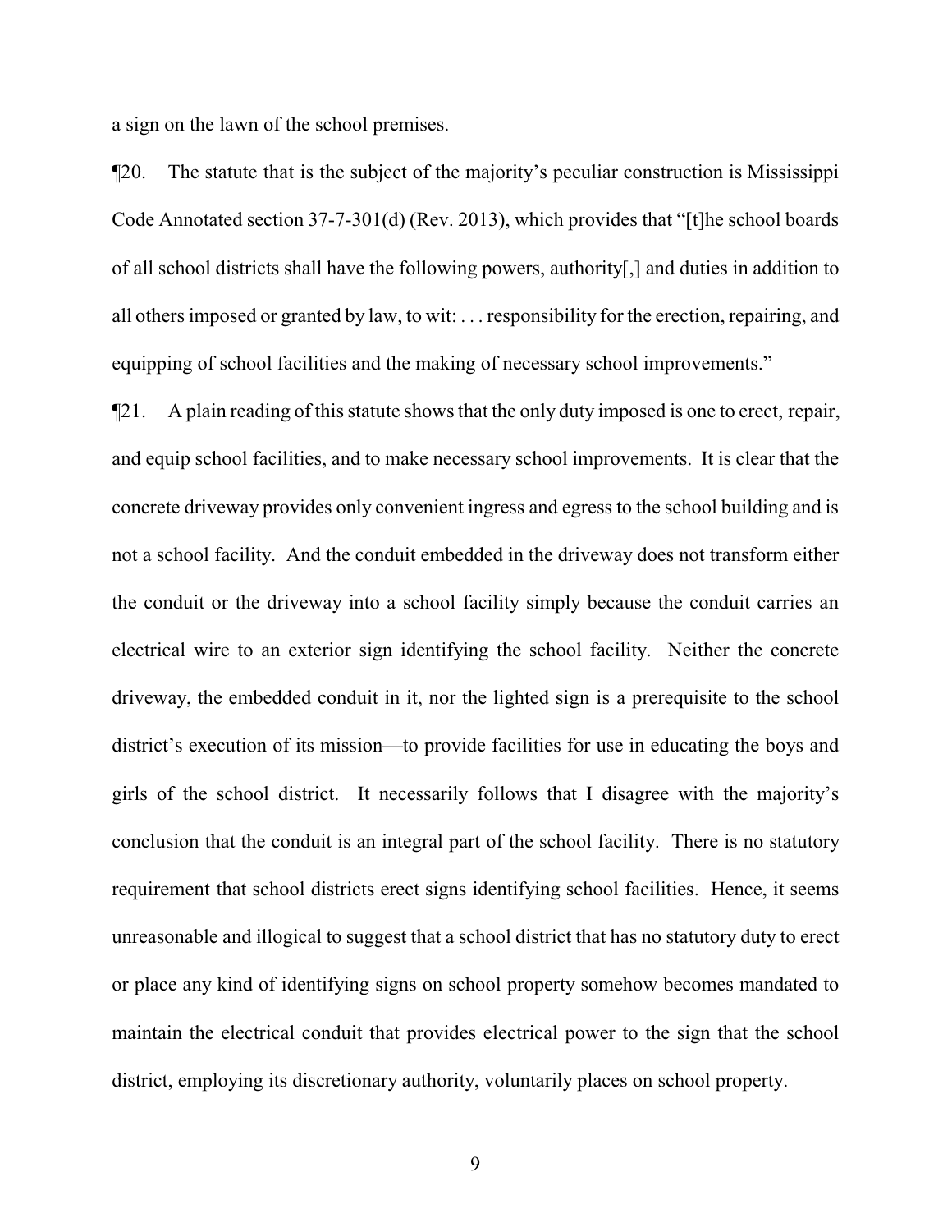a sign on the lawn of the school premises.

¶20. The statute that is the subject of the majority's peculiar construction is Mississippi Code Annotated section 37-7-301(d) (Rev. 2013), which provides that "[t]he school boards of all school districts shall have the following powers, authority[,] and duties in addition to all others imposed or granted by law, to wit: . . . responsibility for the erection, repairing, and equipping of school facilities and the making of necessary school improvements."

¶21. A plain reading of this statute shows that the only duty imposed is one to erect, repair, and equip school facilities, and to make necessary school improvements. It is clear that the concrete driveway provides only convenient ingress and egress to the school building and is not a school facility. And the conduit embedded in the driveway does not transform either the conduit or the driveway into a school facility simply because the conduit carries an electrical wire to an exterior sign identifying the school facility. Neither the concrete driveway, the embedded conduit in it, nor the lighted sign is a prerequisite to the school district's execution of its mission—to provide facilities for use in educating the boys and girls of the school district. It necessarily follows that I disagree with the majority's conclusion that the conduit is an integral part of the school facility. There is no statutory requirement that school districts erect signs identifying school facilities. Hence, it seems unreasonable and illogical to suggest that a school district that has no statutory duty to erect or place any kind of identifying signs on school property somehow becomes mandated to maintain the electrical conduit that provides electrical power to the sign that the school district, employing its discretionary authority, voluntarily places on school property.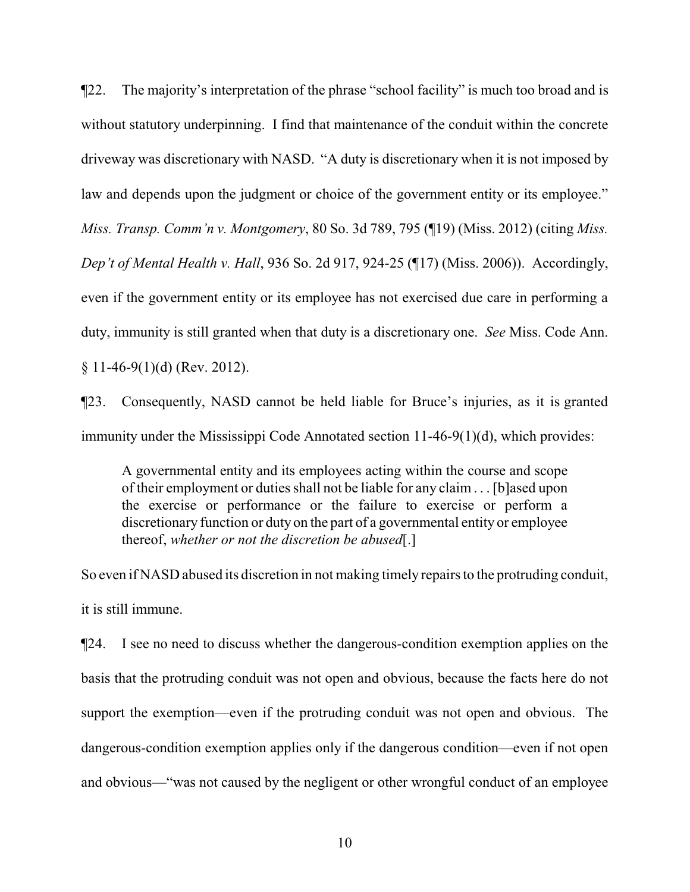¶22. The majority's interpretation of the phrase "school facility" is much too broad and is without statutory underpinning. I find that maintenance of the conduit within the concrete driveway was discretionary with NASD. "A duty is discretionary when it is not imposed by law and depends upon the judgment or choice of the government entity or its employee." *Miss. Transp. Comm'n v. Montgomery*, 80 So. 3d 789, 795 (¶19) (Miss. 2012) (citing *Miss. Dep't of Mental Health v. Hall*, 936 So. 2d 917, 924-25 (¶17) (Miss. 2006)). Accordingly, even if the government entity or its employee has not exercised due care in performing a duty, immunity is still granted when that duty is a discretionary one. *See* Miss. Code Ann. § 11-46-9(1)(d) (Rev. 2012).

¶23. Consequently, NASD cannot be held liable for Bruce's injuries, as it is granted immunity under the Mississippi Code Annotated section 11-46-9(1)(d), which provides:

> A governmental entity and its employees acting within the course and scope of their employment or duties shall not be liable for any claim . . . [b]ased upon the exercise or performance or the failure to exercise or perform a discretionary function or duty on the part of a governmental entity or employee thereof, *whether or not the discretion be abused*[.]

So even if NASD abused its discretion in not making timely repairs to the protruding conduit, it is still immune.

¶24. I see no need to discuss whether the dangerous-condition exemption applies on the basis that the protruding conduit was not open and obvious, because the facts here do not support the exemption—even if the protruding conduit was not open and obvious. The dangerous-condition exemption applies only if the dangerous condition—even if not open and obvious—"was not caused by the negligent or other wrongful conduct of an employee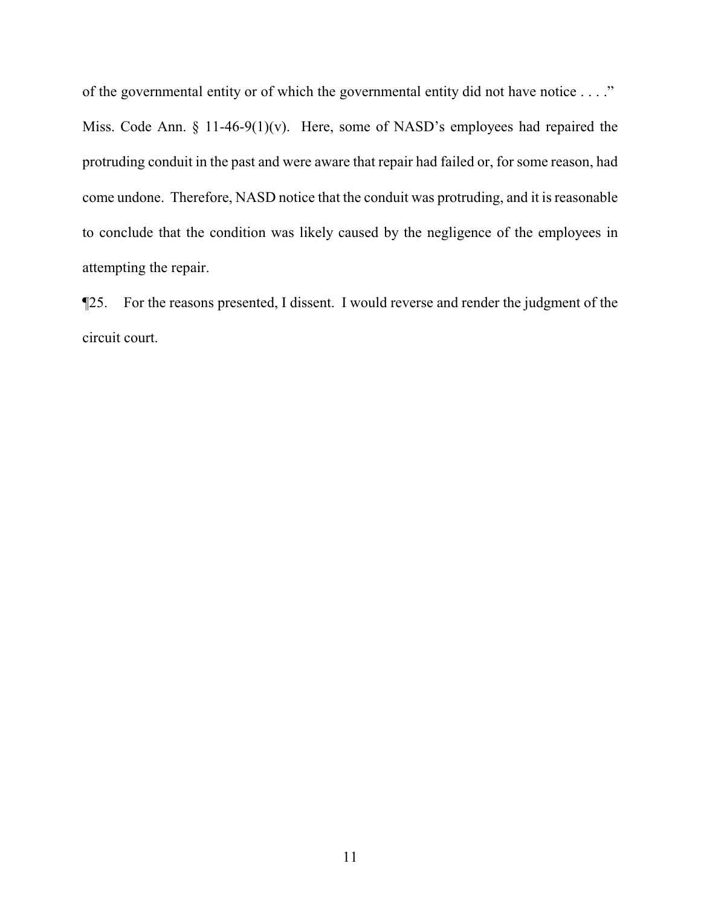of the governmental entity or of which the governmental entity did not have notice . . . ." Miss. Code Ann. § 11-46-9(1)(v). Here, some of NASD's employees had repaired the protruding conduit in the past and were aware that repair had failed or, for some reason, had come undone. Therefore, NASD notice that the conduit was protruding, and it is reasonable to conclude that the condition was likely caused by the negligence of the employees in attempting the repair.

¶25. For the reasons presented, I dissent. I would reverse and render the judgment of the circuit court.